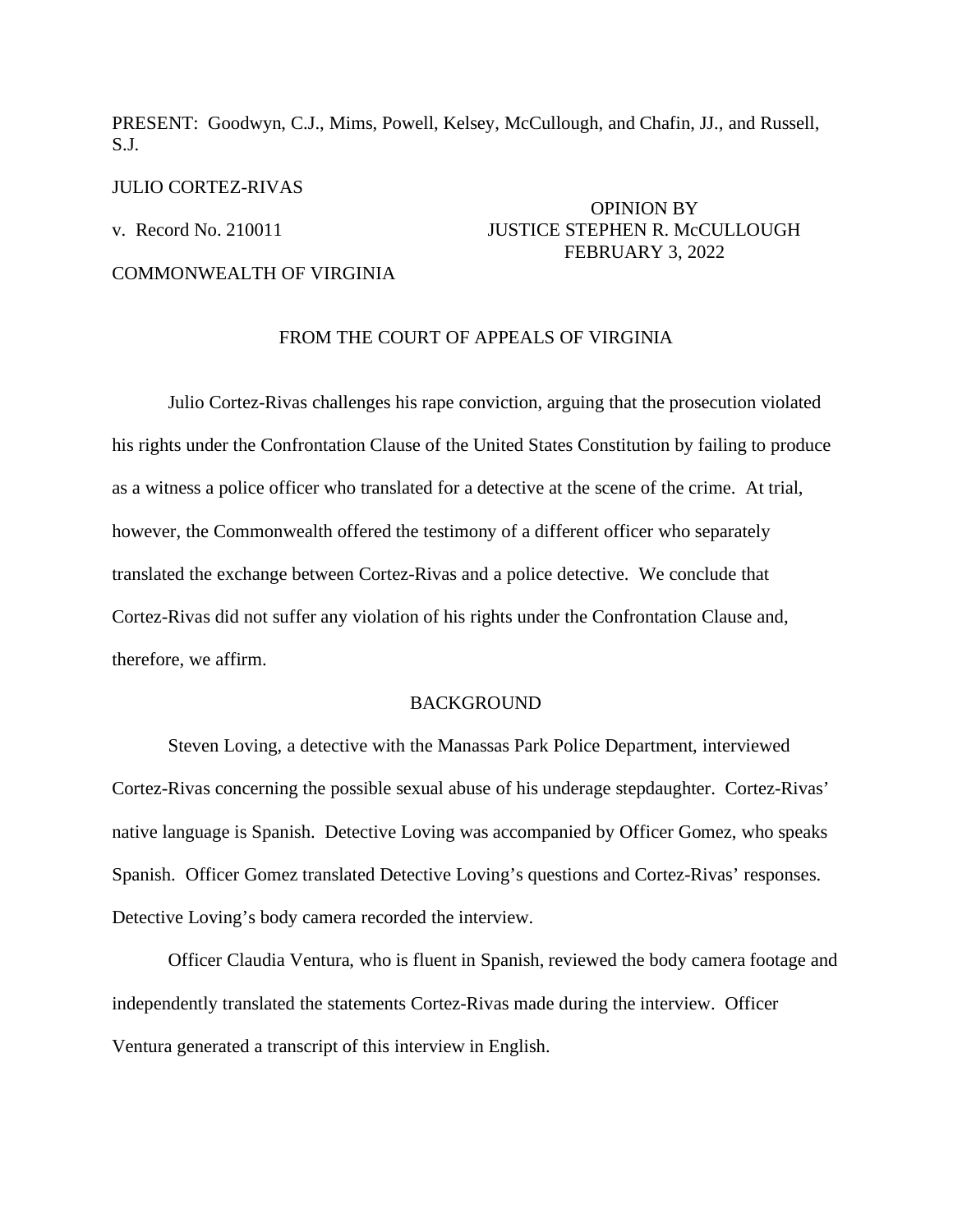PRESENT: Goodwyn, C.J., Mims, Powell, Kelsey, McCullough, and Chafin, JJ., and Russell, S.J.

JULIO CORTEZ-RIVAS

v. Record No. 210011

OPINION BY
JUSTICE STEPHEN R. McCULLOUGH
FEBRUARY 3, 2022

COMMONWEALTH OF VIRGINIA

FROM THE COURT OF APPEALS OF VIRGINIA

Julio Cortez-Rivas challenges his rape conviction, arguing that the prosecution violated his rights under the Confrontation Clause of the United States Constitution by failing to produce as a witness a police officer who translated for a detective at the scene of the crime. At trial, however, the Commonwealth offered the testimony of a different officer who separately translated the exchange between Cortez-Rivas and a police detective. We conclude that Cortez-Rivas did not suffer any violation of his rights under the Confrontation Clause and, therefore, we affirm.

## BACKGROUND

Steven Loving, a detective with the Manassas Park Police Department, interviewed Cortez-Rivas concerning the possible sexual abuse of his underage stepdaughter. Cortez-Rivas' native language is Spanish. Detective Loving was accompanied by Officer Gomez, who speaks Spanish. Officer Gomez translated Detective Loving's questions and Cortez-Rivas' responses. Detective Loving's body camera recorded the interview.

Officer Claudia Ventura, who is fluent in Spanish, reviewed the body camera footage and independently translated the statements Cortez-Rivas made during the interview. Officer Ventura generated a transcript of this interview in English.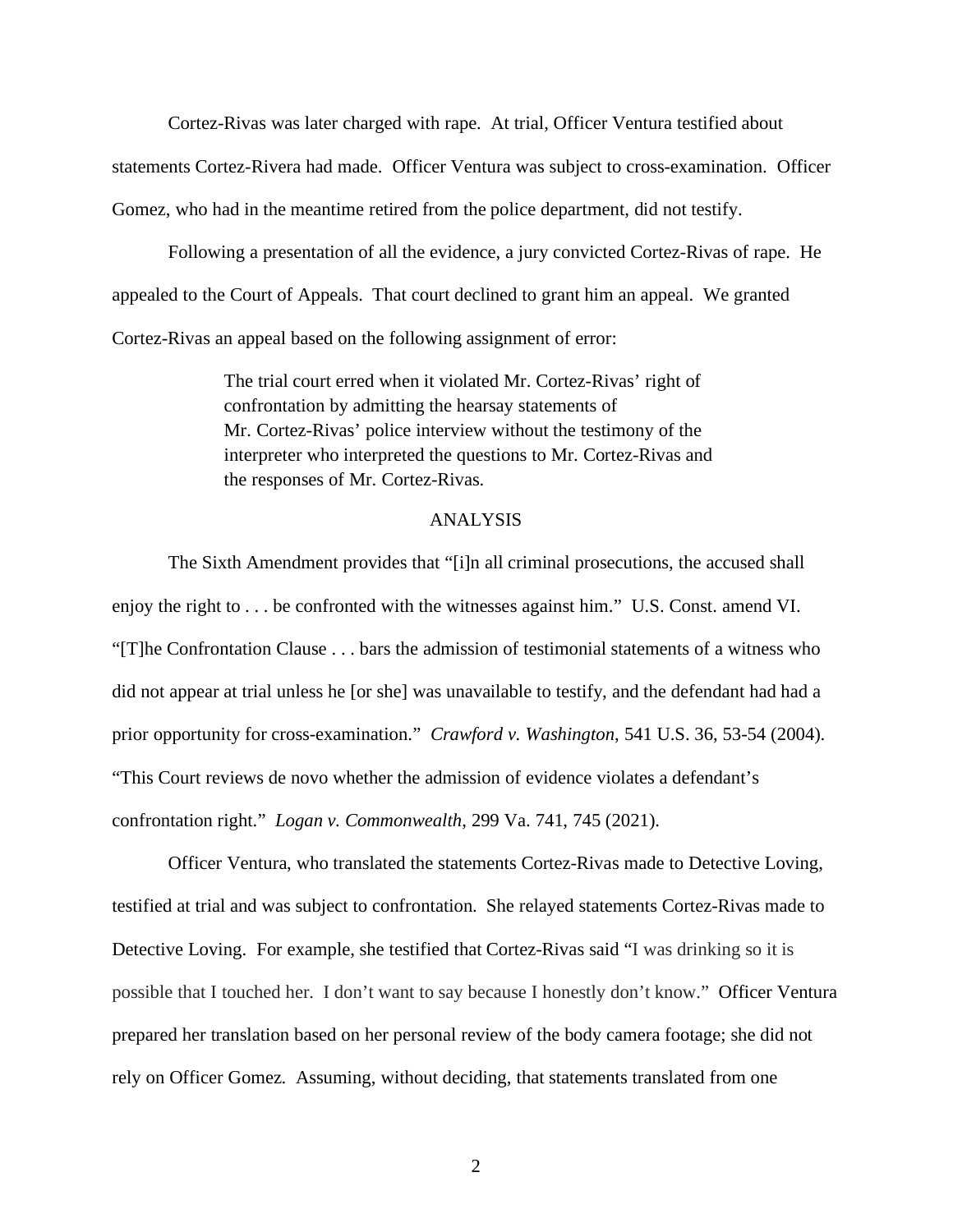Cortez-Rivas was later charged with rape. At trial, Officer Ventura testified about statements Cortez-Rivera had made. Officer Ventura was subject to cross-examination. Officer Gomez, who had in the meantime retired from the police department, did not testify.

Following a presentation of all the evidence, a jury convicted Cortez-Rivas of rape. He appealed to the Court of Appeals. That court declined to grant him an appeal. We granted Cortez-Rivas an appeal based on the following assignment of error:

> The trial court erred when it violated Mr. Cortez-Rivas' right of confrontation by admitting the hearsay statements of Mr. Cortez-Rivas' police interview without the testimony of the interpreter who interpreted the questions to Mr. Cortez-Rivas and the responses of Mr. Cortez-Rivas.

## ANALYSIS

The Sixth Amendment provides that "[i]n all criminal prosecutions, the accused shall enjoy the right to . . . be confronted with the witnesses against him." U.S. Const. amend VI. "[T]he Confrontation Clause . . . bars the admission of testimonial statements of a witness who did not appear at trial unless he [or she] was unavailable to testify, and the defendant had had a prior opportunity for cross-examination." *Crawford v. Washington*, 541 U.S. 36, 53-54 (2004). "This Court reviews de novo whether the admission of evidence violates a defendant's confrontation right." *Logan v. Commonwealth*, 299 Va. 741, 745 (2021).

Officer Ventura, who translated the statements Cortez-Rivas made to Detective Loving, testified at trial and was subject to confrontation. She relayed statements Cortez-Rivas made to Detective Loving. For example, she testified that Cortez-Rivas said "I was drinking so it is possible that I touched her. I don't want to say because I honestly don't know." Officer Ventura prepared her translation based on her personal review of the body camera footage; she did not rely on Officer Gomez. Assuming, without deciding, that statements translated from one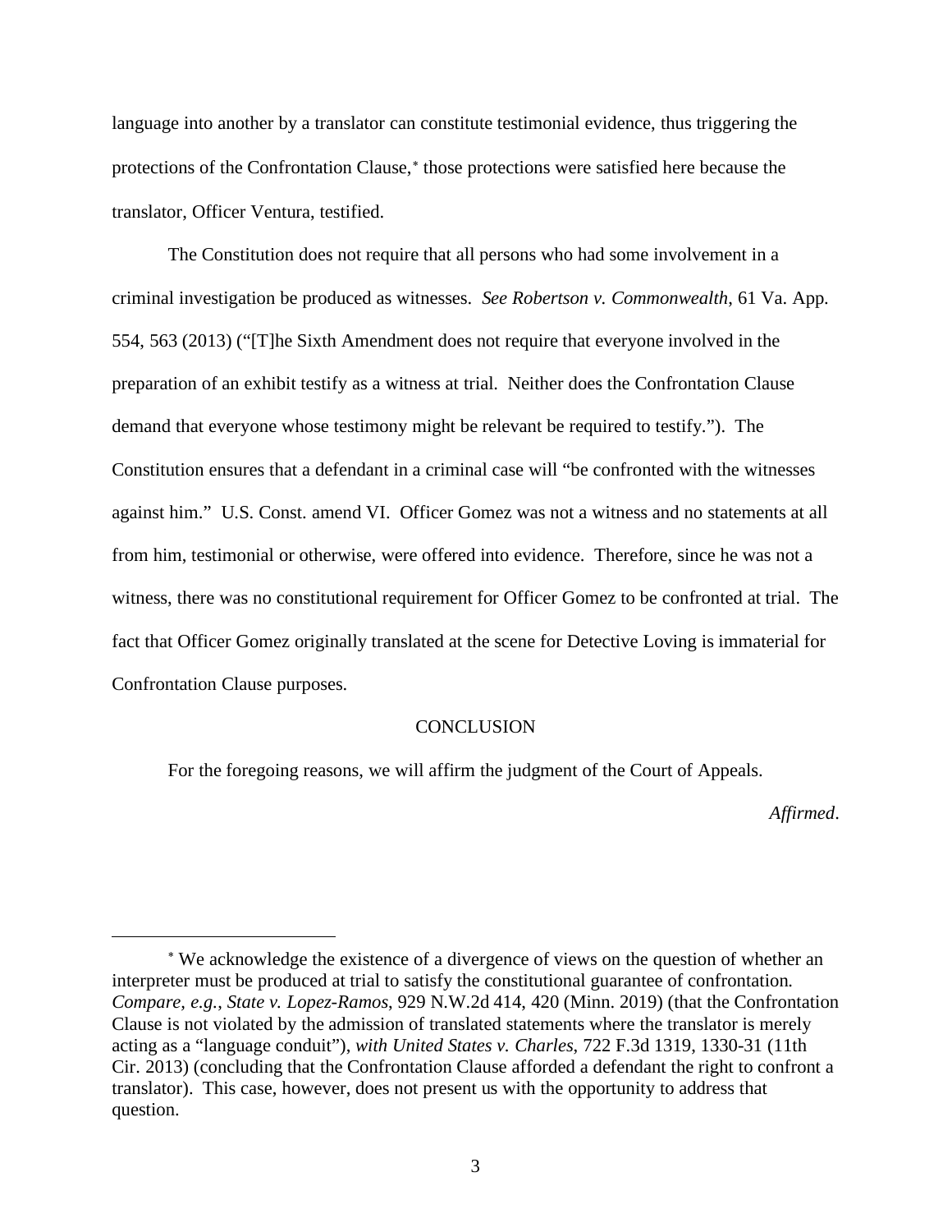language into another by a translator can constitute testimonial evidence, thus triggering the protections of the Confrontation Clause,[*] those protections were satisfied here because the translator, Officer Ventura, testified.

The Constitution does not require that all persons who had some involvement in a criminal investigation be produced as witnesses. *See Robertson v. Commonwealth*, 61 Va. App. 554, 563 (2013) ("[T]he Sixth Amendment does not require that everyone involved in the preparation of an exhibit testify as a witness at trial. Neither does the Confrontation Clause demand that everyone whose testimony might be relevant be required to testify."). The Constitution ensures that a defendant in a criminal case will "be confronted with the witnesses against him." U.S. Const. amend VI. Officer Gomez was not a witness and no statements at all from him, testimonial or otherwise, were offered into evidence. Therefore, since he was not a witness, there was no constitutional requirement for Officer Gomez to be confronted at trial. The fact that Officer Gomez originally translated at the scene for Detective Loving is immaterial for Confrontation Clause purposes.

## CONCLUSION

For the foregoing reasons, we will affirm the judgment of the Court of Appeals.

*Affirmed*.

---

[*] We acknowledge the existence of a divergence of views on the question of whether an interpreter must be produced at trial to satisfy the constitutional guarantee of confrontation. *Compare*, *e.g.*, *State v. Lopez-Ramos*, 929 N.W.2d 414, 420 (Minn. 2019) (that the Confrontation Clause is not violated by the admission of translated statements where the translator is merely acting as a "language conduit"), *with United States v. Charles*, 722 F.3d 1319, 1330-31 (11th Cir. 2013) (concluding that the Confrontation Clause afforded a defendant the right to confront a translator). This case, however, does not present us with the opportunity to address that question.